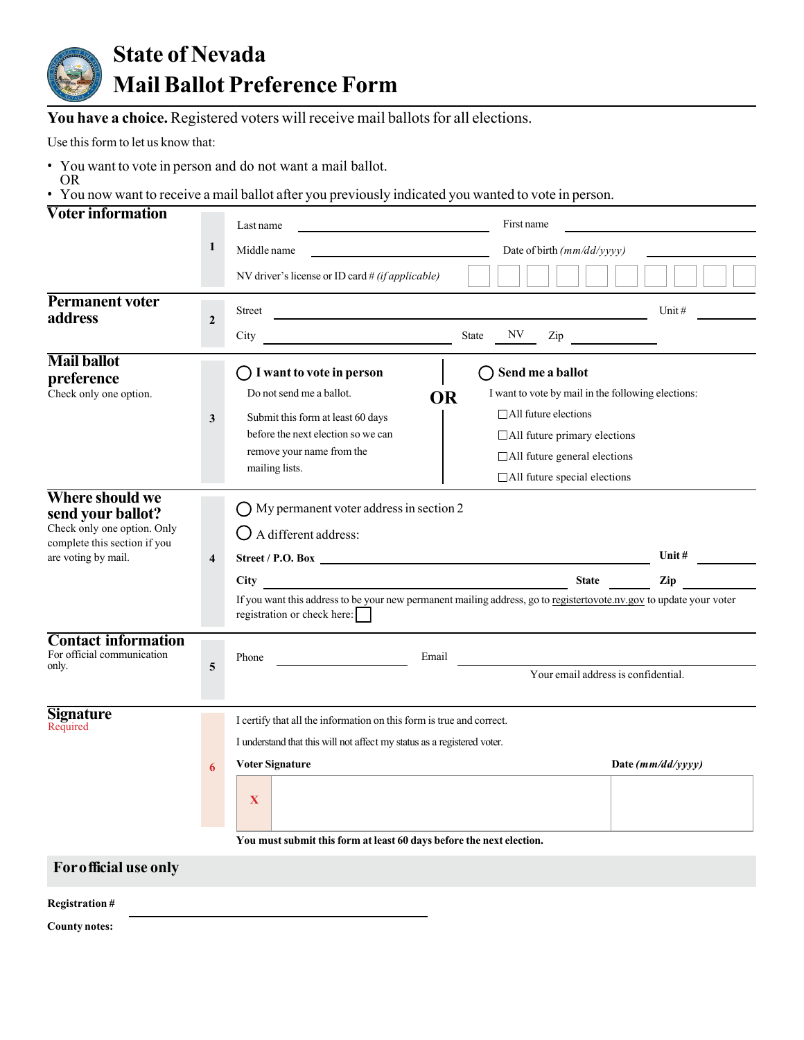# State of Nevada
# Mail Ballot Preference Form

**You have a choice.** Registered voters will receive mail ballots for all elections.

Use this form to let us know that:

- You want to vote in person and do not want a mail ballot.
  OR
- You now want to receive a mail ballot after you previously indicated you wanted to vote in person.

## Voter information

**1**

Last name ______________________ First name ______________________

Middle name ______________________ Date of birth *(mm/dd/yyyy)* ______________________

NV driver's license or ID card # *(if applicable)* ☐☐☐☐☐☐☐☐☐☐

## Permanent voter address

**2**

Street ______________________ Unit # ________

City ______________________ State NV Zip ________

## Mail ballot preference

Check only one option.

**3**

◯ **I want to vote in person**

Do not send me a ballot.

Submit this form at least 60 days before the next election so we can remove your name from the mailing lists.

**OR**

◯ **Send me a ballot**

I want to vote by mail in the following elections:

- ☐ All future elections
- ☐ All future primary elections
- ☐ All future general elections
- ☐ All future special elections

## Where should we send your ballot?

Check only one option. Only complete this section if you are voting by mail.

**4**

◯ My permanent voter address in section 2

◯ A different address:

**Street / P.O. Box** ______________________ **Unit #** ________

**City** ______________________ **State** ________ **Zip** ________

If you want this address to be your new permanent mailing address, go to registertovote.nv.gov to update your voter registration or check here: ☐

## Contact information

For official communication only.

**5**

Phone ______________________ Email ______________________

Your email address is confidential.

## Signature

Required

**6**

I certify that all the information on this form is true and correct.

I understand that this will not affect my status as a registered voter.

**Voter Signature** X ______________________ **Date *(mm/dd/yyyy)*** ________

**You must submit this form at least 60 days before the next election.**

## For official use only

**Registration #** ______________________

**County notes:**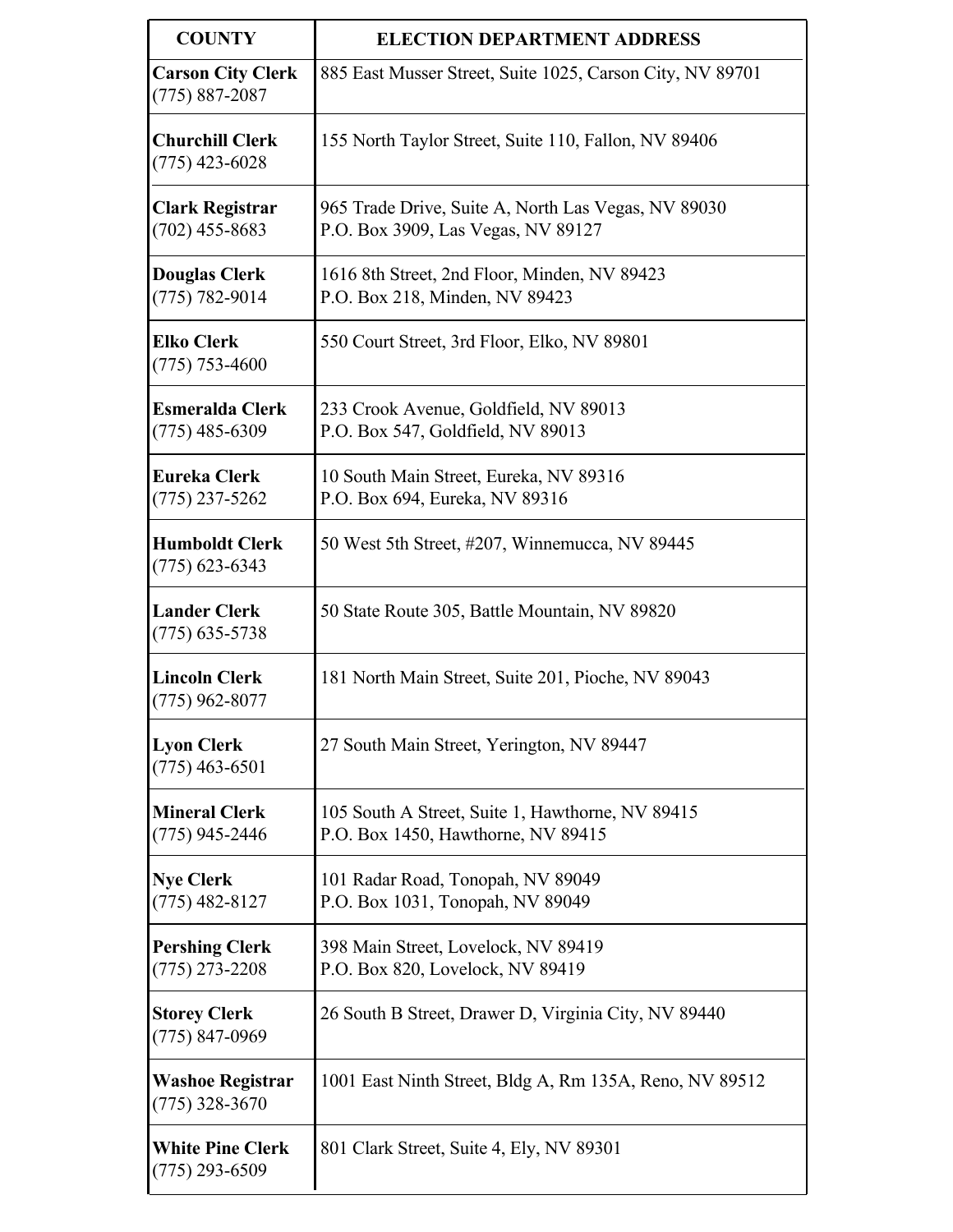| COUNTY | ELECTION DEPARTMENT ADDRESS |
|---|---|
| **Carson City Clerk**<br>(775) 887-2087 | 885 East Musser Street, Suite 1025, Carson City, NV 89701 |
| **Churchill Clerk**<br>(775) 423-6028 | 155 North Taylor Street, Suite 110, Fallon, NV 89406 |
| **Clark Registrar**<br>(702) 455-8683 | 965 Trade Drive, Suite A, North Las Vegas, NV 89030<br>P.O. Box 3909, Las Vegas, NV 89127 |
| **Douglas Clerk**<br>(775) 782-9014 | 1616 8th Street, 2nd Floor, Minden, NV 89423<br>P.O. Box 218, Minden, NV 89423 |
| **Elko Clerk**<br>(775) 753-4600 | 550 Court Street, 3rd Floor, Elko, NV 89801 |
| **Esmeralda Clerk**<br>(775) 485-6309 | 233 Crook Avenue, Goldfield, NV 89013<br>P.O. Box 547, Goldfield, NV 89013 |
| **Eureka Clerk**<br>(775) 237-5262 | 10 South Main Street, Eureka, NV 89316<br>P.O. Box 694, Eureka, NV 89316 |
| **Humboldt Clerk**<br>(775) 623-6343 | 50 West 5th Street, #207, Winnemucca, NV 89445 |
| **Lander Clerk**<br>(775) 635-5738 | 50 State Route 305, Battle Mountain, NV 89820 |
| **Lincoln Clerk**<br>(775) 962-8077 | 181 North Main Street, Suite 201, Pioche, NV 89043 |
| **Lyon Clerk**<br>(775) 463-6501 | 27 South Main Street, Yerington, NV 89447 |
| **Mineral Clerk**<br>(775) 945-2446 | 105 South A Street, Suite 1, Hawthorne, NV 89415<br>P.O. Box 1450, Hawthorne, NV 89415 |
| **Nye Clerk**<br>(775) 482-8127 | 101 Radar Road, Tonopah, NV 89049<br>P.O. Box 1031, Tonopah, NV 89049 |
| **Pershing Clerk**<br>(775) 273-2208 | 398 Main Street, Lovelock, NV 89419<br>P.O. Box 820, Lovelock, NV 89419 |
| **Storey Clerk**<br>(775) 847-0969 | 26 South B Street, Drawer D, Virginia City, NV 89440 |
| **Washoe Registrar**<br>(775) 328-3670 | 1001 East Ninth Street, Bldg A, Rm 135A, Reno, NV 89512 |
| **White Pine Clerk**<br>(775) 293-6509 | 801 Clark Street, Suite 4, Ely, NV 89301 |